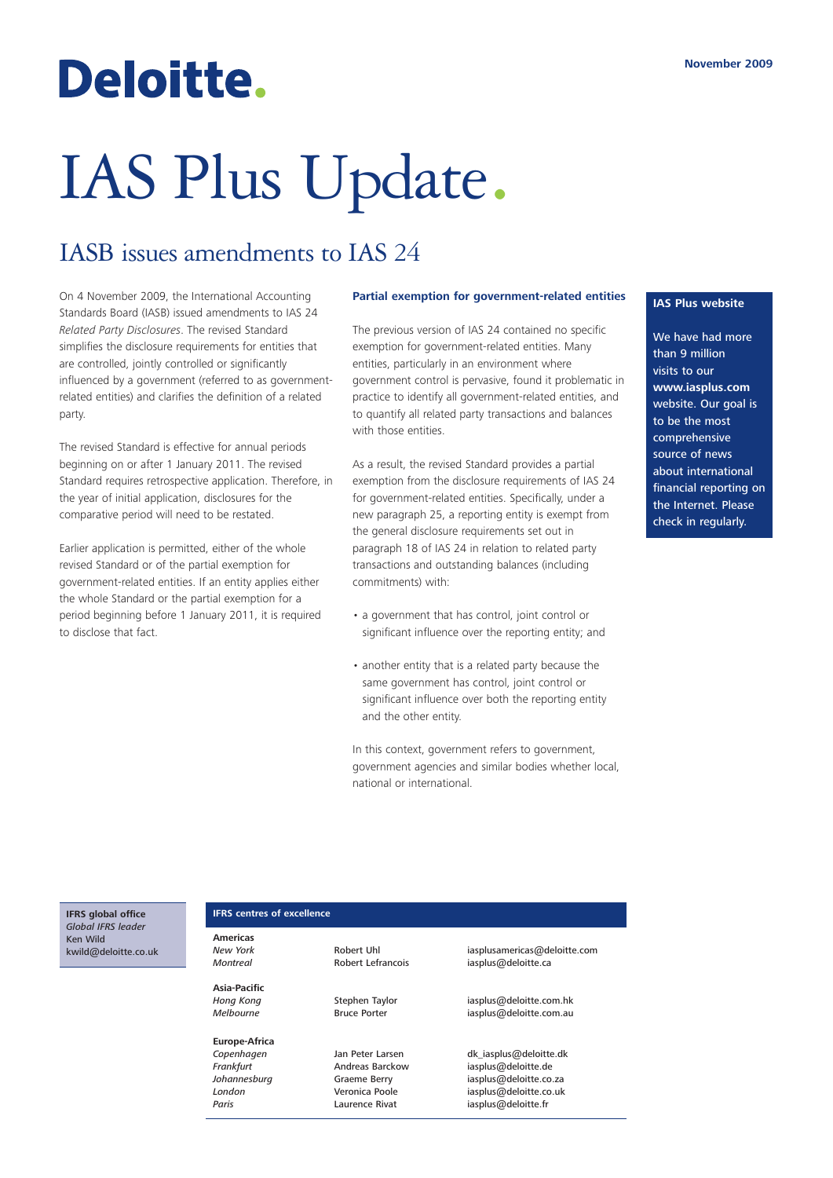Deloitte.

November 2009

# IAS Plus Update.

## IASB issues amendments to IAS 24

On 4 November 2009, the International Accounting Standards Board (IASB) issued amendments to IAS 24 *Related Party Disclosures*. The revised Standard simplifies the disclosure requirements for entities that are controlled, jointly controlled or significantly influenced by a government (referred to as government-related entities) and clarifies the definition of a related party.

The revised Standard is effective for annual periods beginning on or after 1 January 2011. The revised Standard requires retrospective application. Therefore, in the year of initial application, disclosures for the comparative period will need to be restated.

Earlier application is permitted, either of the whole revised Standard or of the partial exemption for government-related entities. If an entity applies either the whole Standard or the partial exemption for a period beginning before 1 January 2011, it is required to disclose that fact.

### Partial exemption for government-related entities

The previous version of IAS 24 contained no specific exemption for government-related entities. Many entities, particularly in an environment where government control is pervasive, found it problematic in practice to identify all government-related entities, and to quantify all related party transactions and balances with those entities.

As a result, the revised Standard provides a partial exemption from the disclosure requirements of IAS 24 for government-related entities. Specifically, under a new paragraph 25, a reporting entity is exempt from the general disclosure requirements set out in paragraph 18 of IAS 24 in relation to related party transactions and outstanding balances (including commitments) with:

- a government that has control, joint control or significant influence over the reporting entity; and
- another entity that is a related party because the same government has control, joint control or significant influence over both the reporting entity and the other entity.

In this context, government refers to government, government agencies and similar bodies whether local, national or international.

**IAS Plus website**

We have had more than 9 million visits to our **www.iasplus.com** website. Our goal is to be the most comprehensive source of news about international financial reporting on the Internet. Please check in regularly.

**IFRS global office**
*Global IFRS leader*
Ken Wild
kwild@deloitte.co.uk

**IFRS centres of excellence**

| | | |
|---|---|---|
| **Americas** | | |
| *New York* | Robert Uhl | iasplusamericas@deloitte.com |
| *Montreal* | Robert Lefrancois | iasplus@deloitte.ca |
| **Asia-Pacific** | | |
| *Hong Kong* | Stephen Taylor | iasplus@deloitte.com.hk |
| *Melbourne* | Bruce Porter | iasplus@deloitte.com.au |
| **Europe-Africa** | | |
| *Copenhagen* | Jan Peter Larsen | dk_iasplus@deloitte.dk |
| *Frankfurt* | Andreas Barckow | iasplus@deloitte.de |
| *Johannesburg* | Graeme Berry | iasplus@deloitte.co.za |
| *London* | Veronica Poole | iasplus@deloitte.co.uk |
| *Paris* | Laurence Rivat | iasplus@deloitte.fr |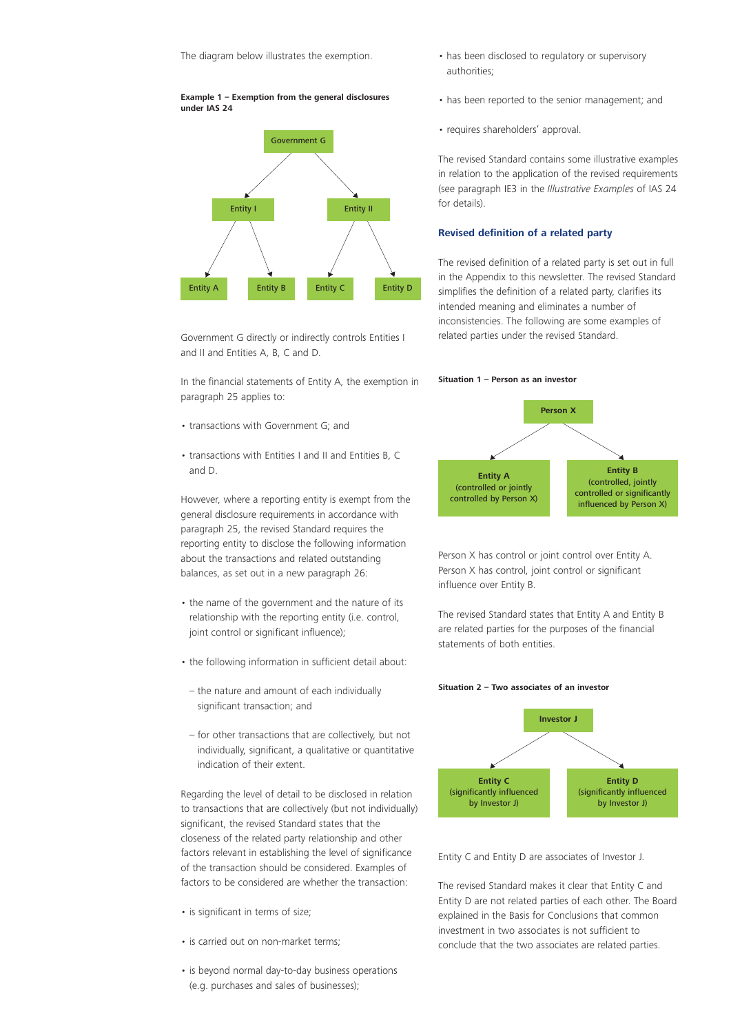The diagram below illustrates the exemption.

**Example 1 – Exemption from the general disclosures under IAS 24**

Government G directly or indirectly controls Entities I and II and Entities A, B, C and D.

In the financial statements of Entity A, the exemption in paragraph 25 applies to:

- transactions with Government G; and
- transactions with Entities I and II and Entities B, C and D.

However, where a reporting entity is exempt from the general disclosure requirements in accordance with paragraph 25, the revised Standard requires the reporting entity to disclose the following information about the transactions and related outstanding balances, as set out in a new paragraph 26:

- the name of the government and the nature of its relationship with the reporting entity (i.e. control, joint control or significant influence);
- the following information in sufficient detail about:
  - the nature and amount of each individually significant transaction; and
  - for other transactions that are collectively, but not individually, significant, a qualitative or quantitative indication of their extent.

Regarding the level of detail to be disclosed in relation to transactions that are collectively (but not individually) significant, the revised Standard states that the closeness of the related party relationship and other factors relevant in establishing the level of significance of the transaction should be considered. Examples of factors to be considered are whether the transaction:

- is significant in terms of size;
- is carried out on non-market terms;
- is beyond normal day-to-day business operations (e.g. purchases and sales of businesses);
- has been disclosed to regulatory or supervisory authorities;
- has been reported to the senior management; and
- requires shareholders' approval.

The revised Standard contains some illustrative examples in relation to the application of the revised requirements (see paragraph IE3 in the *Illustrative Examples* of IAS 24 for details).

### Revised definition of a related party

The revised definition of a related party is set out in full in the Appendix to this newsletter. The revised Standard simplifies the definition of a related party, clarifies its intended meaning and eliminates a number of inconsistencies. The following are some examples of related parties under the revised Standard.

**Situation 1 – Person as an investor**

Person X has control or joint control over Entity A. Person X has control, joint control or significant influence over Entity B.

The revised Standard states that Entity A and Entity B are related parties for the purposes of the financial statements of both entities.

**Situation 2 – Two associates of an investor**

Entity C and Entity D are associates of Investor J.

The revised Standard makes it clear that Entity C and Entity D are not related parties of each other. The Board explained in the Basis for Conclusions that common investment in two associates is not sufficient to conclude that the two associates are related parties.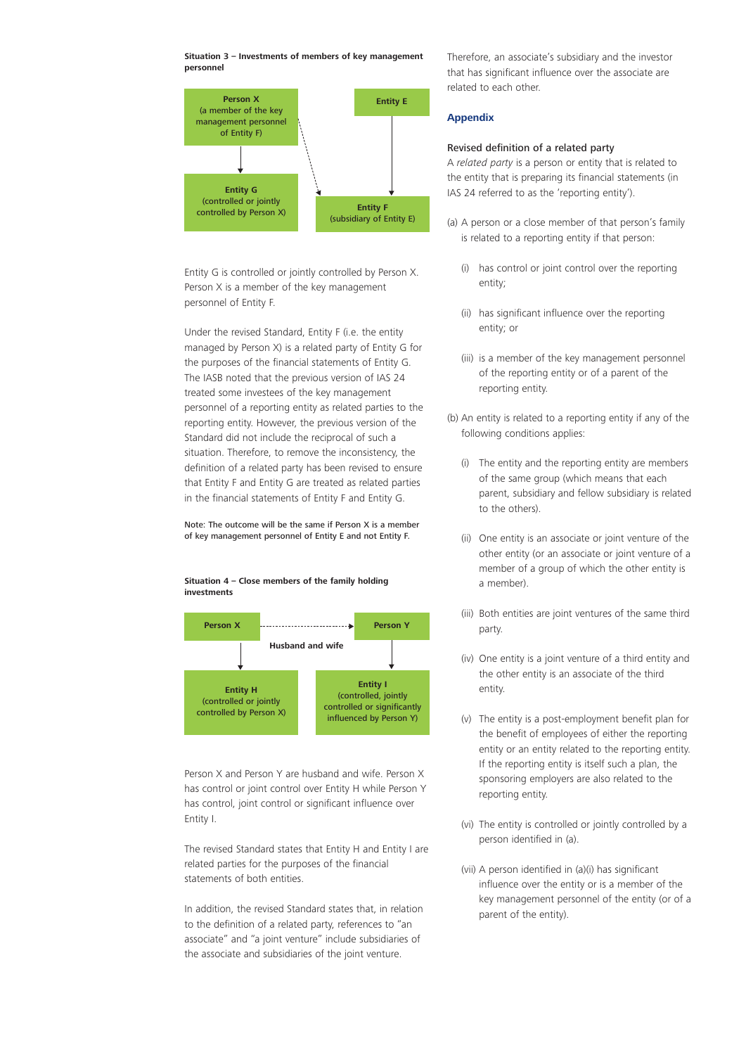**Situation 3 – Investments of members of key management personnel**

Person X
(a member of the key management personnel of Entity F)

Entity E

Entity G
(controlled or jointly controlled by Person X)

Entity F
(subsidiary of Entity E)

Entity G is controlled or jointly controlled by Person X. Person X is a member of the key management personnel of Entity F.

Under the revised Standard, Entity F (i.e. the entity managed by Person X) is a related party of Entity G for the purposes of the financial statements of Entity G. The IASB noted that the previous version of IAS 24 treated some investees of the key management personnel of a reporting entity as related parties to the reporting entity. However, the previous version of the Standard did not include the reciprocal of such a situation. Therefore, to remove the inconsistency, the definition of a related party has been revised to ensure that Entity F and Entity G are treated as related parties in the financial statements of Entity F and Entity G.

Note: The outcome will be the same if Person X is a member of key management personnel of Entity E and not Entity F.

**Situation 4 – Close members of the family holding investments**

Person X

Person Y

Husband and wife

Entity H
(controlled or jointly controlled by Person X)

Entity I
(controlled, jointly controlled or significantly influenced by Person Y)

Person X and Person Y are husband and wife. Person X has control or joint control over Entity H while Person Y has control, joint control or significant influence over Entity I.

The revised Standard states that Entity H and Entity I are related parties for the purposes of the financial statements of both entities.

In addition, the revised Standard states that, in relation to the definition of a related party, references to "an associate" and "a joint venture" include subsidiaries of the associate and subsidiaries of the joint venture.

Therefore, an associate's subsidiary and the investor that has significant influence over the associate are related to each other.

## Appendix

### Revised definition of a related party

A *related party* is a person or entity that is related to the entity that is preparing its financial statements (in IAS 24 referred to as the 'reporting entity').

(a) A person or a close member of that person's family is related to a reporting entity if that person:

(i) has control or joint control over the reporting entity;

(ii) has significant influence over the reporting entity; or

(iii) is a member of the key management personnel of the reporting entity or of a parent of the reporting entity.

(b) An entity is related to a reporting entity if any of the following conditions applies:

(i) The entity and the reporting entity are members of the same group (which means that each parent, subsidiary and fellow subsidiary is related to the others).

(ii) One entity is an associate or joint venture of the other entity (or an associate or joint venture of a member of a group of which the other entity is a member).

(iii) Both entities are joint ventures of the same third party.

(iv) One entity is a joint venture of a third entity and the other entity is an associate of the third entity.

(v) The entity is a post-employment benefit plan for the benefit of employees of either the reporting entity or an entity related to the reporting entity. If the reporting entity is itself such a plan, the sponsoring employers are also related to the reporting entity.

(vi) The entity is controlled or jointly controlled by a person identified in (a).

(vii) A person identified in (a)(i) has significant influence over the entity or is a member of the key management personnel of the entity (or of a parent of the entity).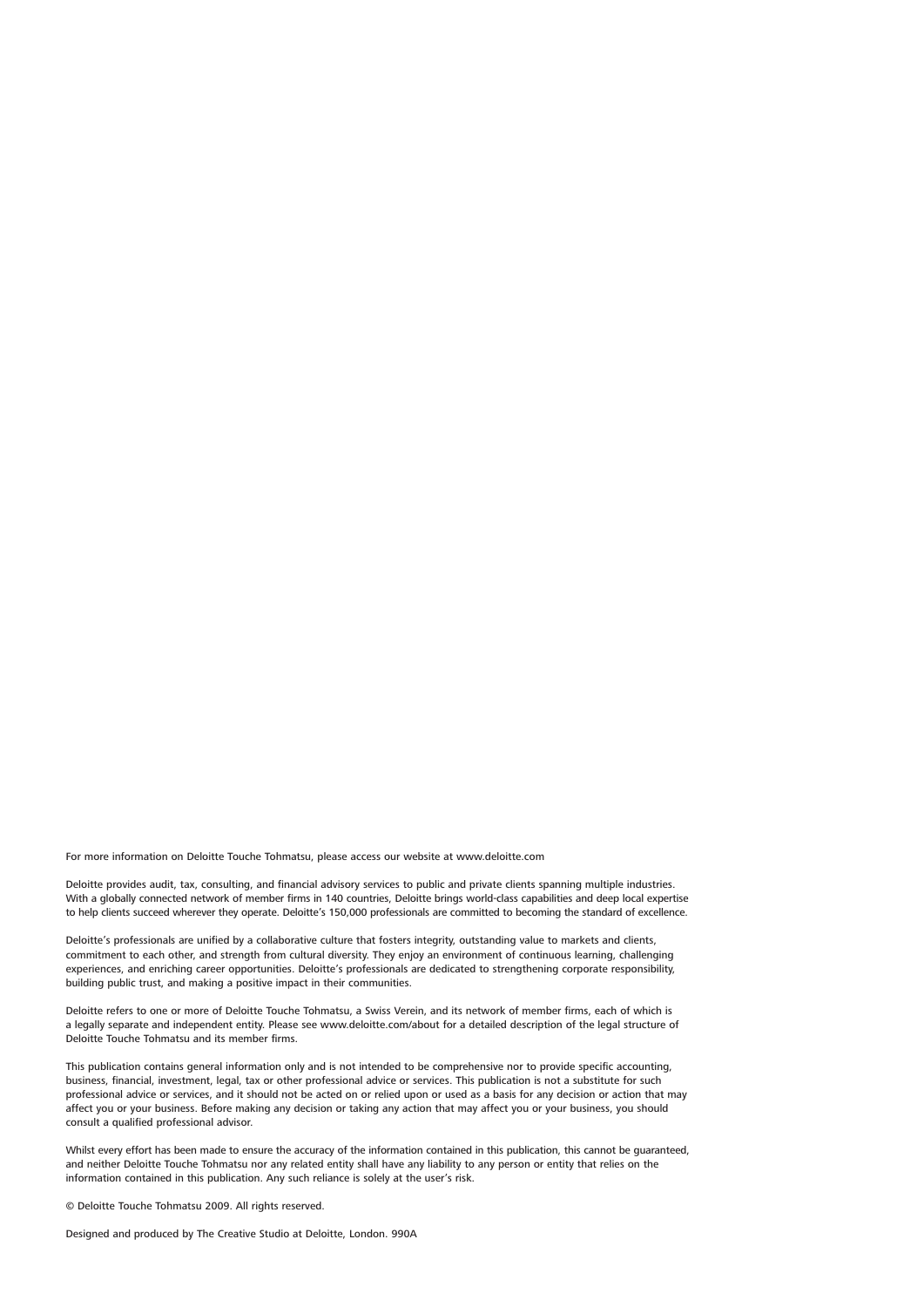For more information on Deloitte Touche Tohmatsu, please access our website at www.deloitte.com

Deloitte provides audit, tax, consulting, and financial advisory services to public and private clients spanning multiple industries. With a globally connected network of member firms in 140 countries, Deloitte brings world-class capabilities and deep local expertise to help clients succeed wherever they operate. Deloitte's 150,000 professionals are committed to becoming the standard of excellence.

Deloitte's professionals are unified by a collaborative culture that fosters integrity, outstanding value to markets and clients, commitment to each other, and strength from cultural diversity. They enjoy an environment of continuous learning, challenging experiences, and enriching career opportunities. Deloitte's professionals are dedicated to strengthening corporate responsibility, building public trust, and making a positive impact in their communities.

Deloitte refers to one or more of Deloitte Touche Tohmatsu, a Swiss Verein, and its network of member firms, each of which is a legally separate and independent entity. Please see www.deloitte.com/about for a detailed description of the legal structure of Deloitte Touche Tohmatsu and its member firms.

This publication contains general information only and is not intended to be comprehensive nor to provide specific accounting, business, financial, investment, legal, tax or other professional advice or services. This publication is not a substitute for such professional advice or services, and it should not be acted on or relied upon or used as a basis for any decision or action that may affect you or your business. Before making any decision or taking any action that may affect you or your business, you should consult a qualified professional advisor.

Whilst every effort has been made to ensure the accuracy of the information contained in this publication, this cannot be guaranteed, and neither Deloitte Touche Tohmatsu nor any related entity shall have any liability to any person or entity that relies on the information contained in this publication. Any such reliance is solely at the user's risk.

© Deloitte Touche Tohmatsu 2009. All rights reserved.

Designed and produced by The Creative Studio at Deloitte, London. 990A